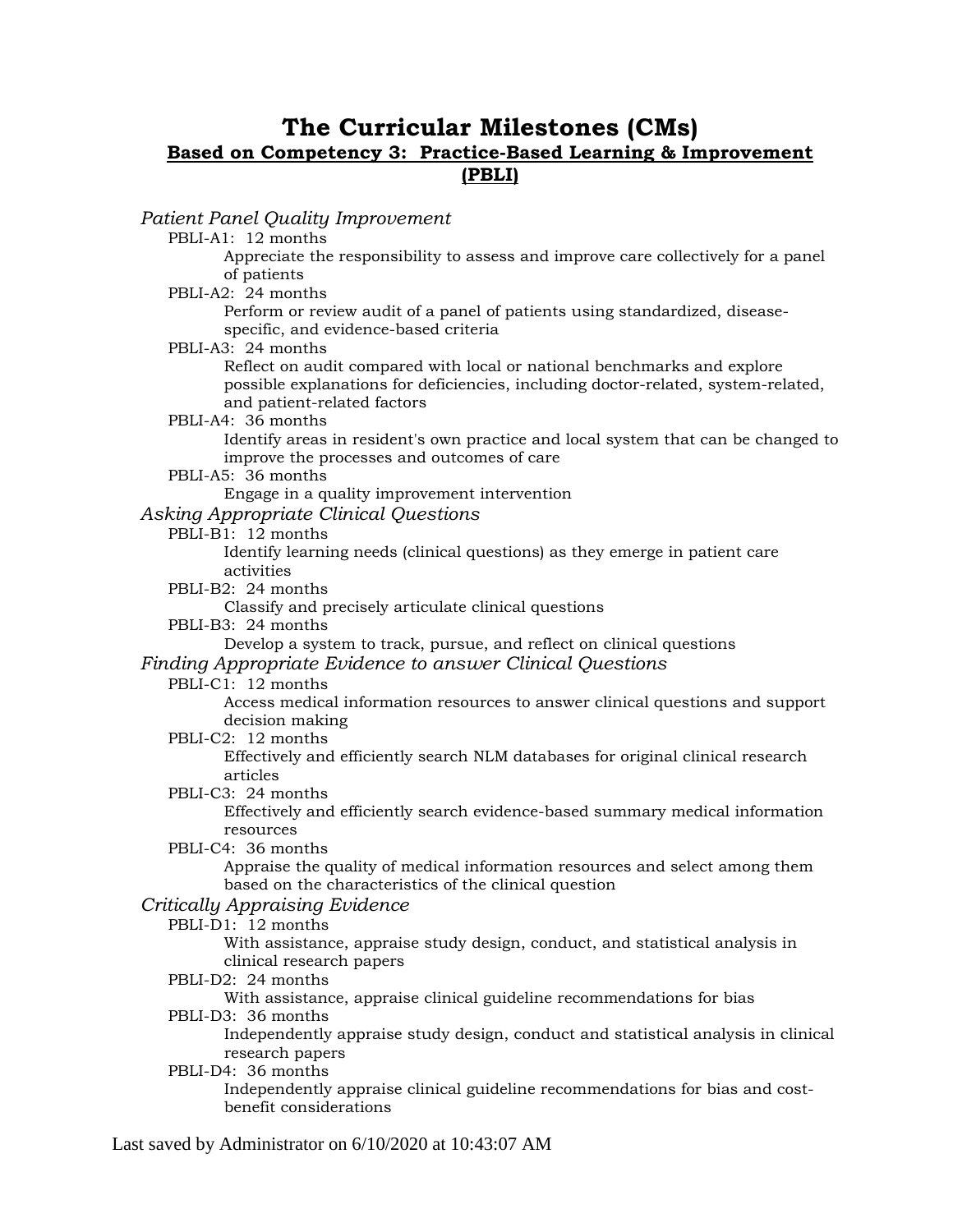# The Curricular Milestones (CMs)

## Based on Competency 3: Practice-Based Learning & Improvement (PBLI)

*Patient Panel Quality Improvement*

- PBLI-A1: 12 months
  - Appreciate the responsibility to assess and improve care collectively for a panel of patients
- PBLI-A2: 24 months
  - Perform or review audit of a panel of patients using standardized, disease-specific, and evidence-based criteria
- PBLI-A3: 24 months
  - Reflect on audit compared with local or national benchmarks and explore possible explanations for deficiencies, including doctor-related, system-related, and patient-related factors
- PBLI-A4: 36 months
  - Identify areas in resident's own practice and local system that can be changed to improve the processes and outcomes of care
- PBLI-A5: 36 months
  - Engage in a quality improvement intervention

*Asking Appropriate Clinical Questions*

- PBLI-B1: 12 months
  - Identify learning needs (clinical questions) as they emerge in patient care activities
- PBLI-B2: 24 months
  - Classify and precisely articulate clinical questions
- PBLI-B3: 24 months
  - Develop a system to track, pursue, and reflect on clinical questions

*Finding Appropriate Evidence to answer Clinical Questions*

- PBLI-C1: 12 months
  - Access medical information resources to answer clinical questions and support decision making
- PBLI-C2: 12 months
  - Effectively and efficiently search NLM databases for original clinical research articles
- PBLI-C3: 24 months
  - Effectively and efficiently search evidence-based summary medical information resources
- PBLI-C4: 36 months
  - Appraise the quality of medical information resources and select among them based on the characteristics of the clinical question

*Critically Appraising Evidence*

- PBLI-D1: 12 months
  - With assistance, appraise study design, conduct, and statistical analysis in clinical research papers
- PBLI-D2: 24 months
  - With assistance, appraise clinical guideline recommendations for bias
- PBLI-D3: 36 months
  - Independently appraise study design, conduct and statistical analysis in clinical research papers
- PBLI-D4: 36 months
  - Independently appraise clinical guideline recommendations for bias and cost-benefit considerations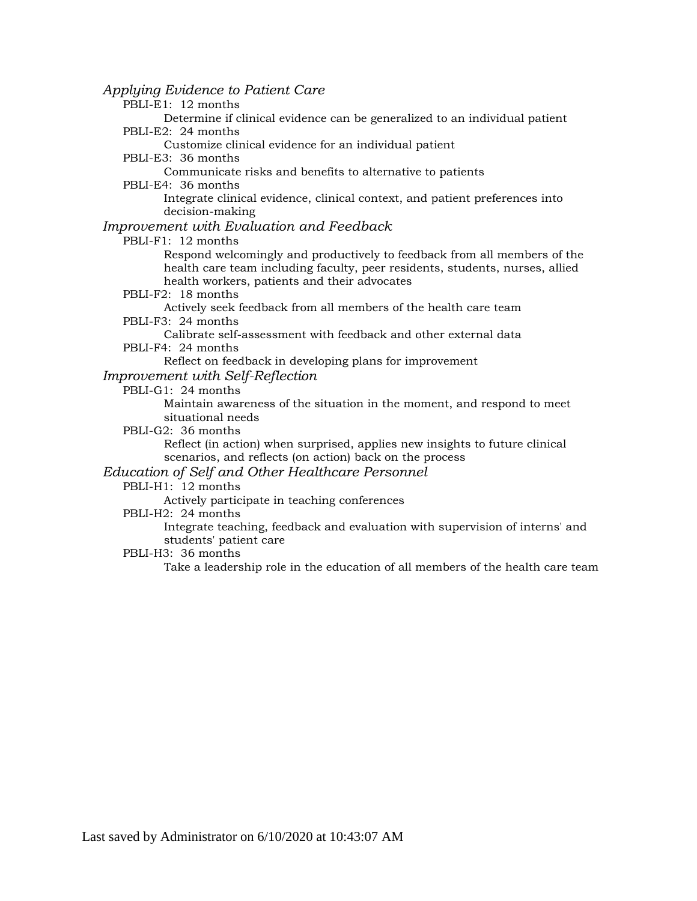*Applying Evidence to Patient Care*

- PBLI-E1: 12 months
  - Determine if clinical evidence can be generalized to an individual patient
- PBLI-E2: 24 months
  - Customize clinical evidence for an individual patient
- PBLI-E3: 36 months
  - Communicate risks and benefits to alternative to patients
- PBLI-E4: 36 months
  - Integrate clinical evidence, clinical context, and patient preferences into decision-making

*Improvement with Evaluation and Feedback*

- PBLI-F1: 12 months
  - Respond welcomingly and productively to feedback from all members of the health care team including faculty, peer residents, students, nurses, allied health workers, patients and their advocates
- PBLI-F2: 18 months
  - Actively seek feedback from all members of the health care team
- PBLI-F3: 24 months
  - Calibrate self-assessment with feedback and other external data
- PBLI-F4: 24 months
  - Reflect on feedback in developing plans for improvement

*Improvement with Self-Reflection*

- PBLI-G1: 24 months
  - Maintain awareness of the situation in the moment, and respond to meet situational needs
- PBLI-G2: 36 months
  - Reflect (in action) when surprised, applies new insights to future clinical scenarios, and reflects (on action) back on the process

*Education of Self and Other Healthcare Personnel*

- PBLI-H1: 12 months
  - Actively participate in teaching conferences
- PBLI-H2: 24 months
  - Integrate teaching, feedback and evaluation with supervision of interns' and students' patient care
- PBLI-H3: 36 months
  - Take a leadership role in the education of all members of the health care team